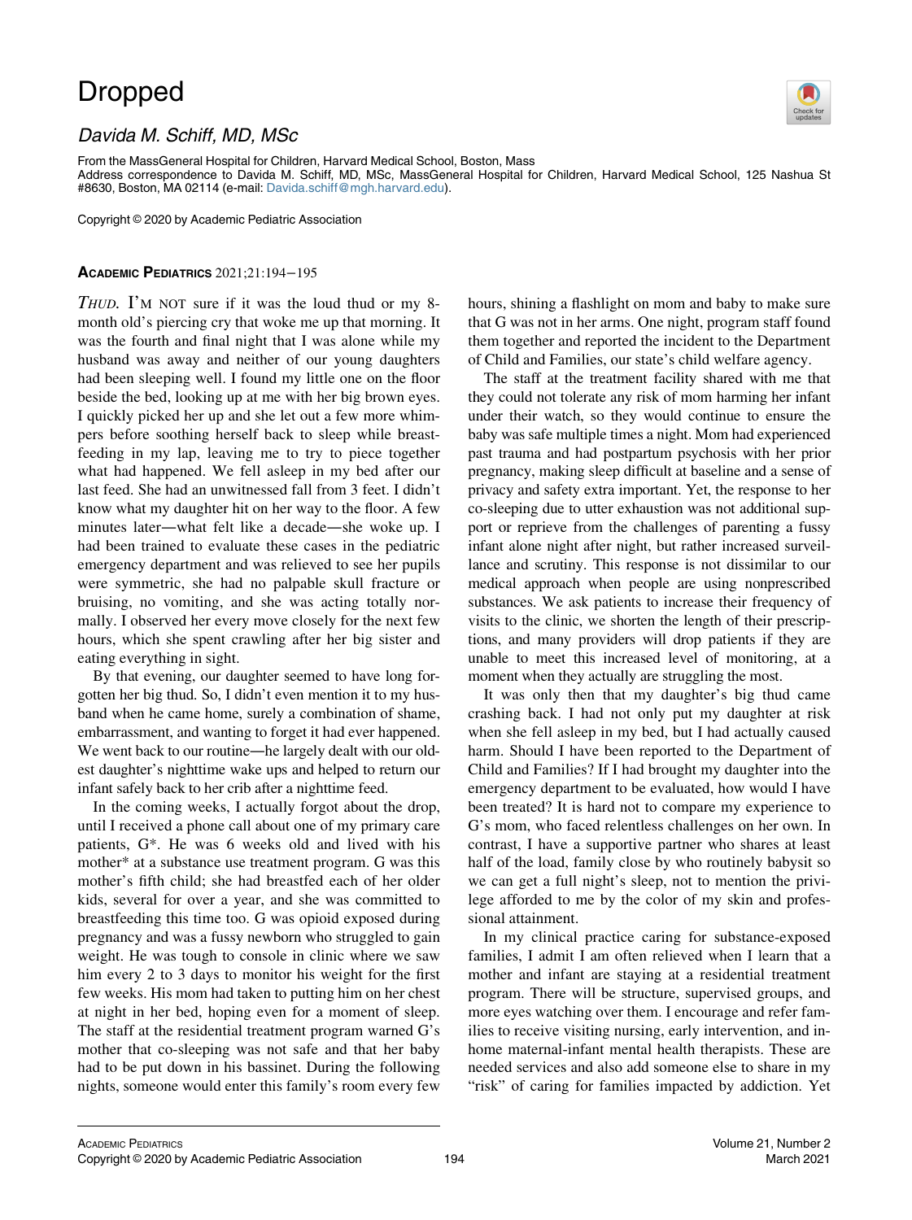# Dropped

*Davida M. Schiff, MD, MSc*

From the MassGeneral Hospital for Children, Harvard Medical School, Boston, Mass
Address correspondence to Davida M. Schiff, MD, MSc, MassGeneral Hospital for Children, Harvard Medical School, 125 Nashua St #8630, Boston, MA 02114 (e-mail: Davida.schiff@mgh.harvard.edu).

Copyright © 2020 by Academic Pediatric Association

**ACADEMIC PEDIATRICS** 2021;21:194−195

*THUD.* I'M NOT sure if it was the loud thud or my 8-month old's piercing cry that woke me up that morning. It was the fourth and final night that I was alone while my husband was away and neither of our young daughters had been sleeping well. I found my little one on the floor beside the bed, looking up at me with her big brown eyes. I quickly picked her up and she let out a few more whimpers before soothing herself back to sleep while breastfeeding in my lap, leaving me to try to piece together what had happened. We fell asleep in my bed after our last feed. She had an unwitnessed fall from 3 feet. I didn't know what my daughter hit on her way to the floor. A few minutes later—what felt like a decade—she woke up. I had been trained to evaluate these cases in the pediatric emergency department and was relieved to see her pupils were symmetric, she had no palpable skull fracture or bruising, no vomiting, and she was acting totally normally. I observed her every move closely for the next few hours, which she spent crawling after her big sister and eating everything in sight.

By that evening, our daughter seemed to have long forgotten her big thud. So, I didn't even mention it to my husband when he came home, surely a combination of shame, embarrassment, and wanting to forget it had ever happened. We went back to our routine—he largely dealt with our oldest daughter's nighttime wake ups and helped to return our infant safely back to her crib after a nighttime feed.

In the coming weeks, I actually forgot about the drop, until I received a phone call about one of my primary care patients, G*. He was 6 weeks old and lived with his mother* at a substance use treatment program. G was this mother's fifth child; she had breastfed each of her older kids, several for over a year, and she was committed to breastfeeding this time too. G was opioid exposed during pregnancy and was a fussy newborn who struggled to gain weight. He was tough to console in clinic where we saw him every 2 to 3 days to monitor his weight for the first few weeks. His mom had taken to putting him on her chest at night in her bed, hoping even for a moment of sleep. The staff at the residential treatment program warned G's mother that co-sleeping was not safe and that her baby had to be put down in his bassinet. During the following nights, someone would enter this family's room every few hours, shining a flashlight on mom and baby to make sure that G was not in her arms. One night, program staff found them together and reported the incident to the Department of Child and Families, our state's child welfare agency.

The staff at the treatment facility shared with me that they could not tolerate any risk of mom harming her infant under their watch, so they would continue to ensure the baby was safe multiple times a night. Mom had experienced past trauma and had postpartum psychosis with her prior pregnancy, making sleep difficult at baseline and a sense of privacy and safety extra important. Yet, the response to her co-sleeping due to utter exhaustion was not additional support or reprieve from the challenges of parenting a fussy infant alone night after night, but rather increased surveillance and scrutiny. This response is not dissimilar to our medical approach when people are using nonprescribed substances. We ask patients to increase their frequency of visits to the clinic, we shorten the length of their prescriptions, and many providers will drop patients if they are unable to meet this increased level of monitoring, at a moment when they actually are struggling the most.

It was only then that my daughter's big thud came crashing back. I had not only put my daughter at risk when she fell asleep in my bed, but I had actually caused harm. Should I have been reported to the Department of Child and Families? If I had brought my daughter into the emergency department to be evaluated, how would I have been treated? It is hard not to compare my experience to G's mom, who faced relentless challenges on her own. In contrast, I have a supportive partner who shares at least half of the load, family close by who routinely babysit so we can get a full night's sleep, not to mention the privilege afforded to me by the color of my skin and professional attainment.

In my clinical practice caring for substance-exposed families, I admit I am often relieved when I learn that a mother and infant are staying at a residential treatment program. There will be structure, supervised groups, and more eyes watching over them. I encourage and refer families to receive visiting nursing, early intervention, and in-home maternal-infant mental health therapists. These are needed services and also add someone else to share in my "risk" of caring for families impacted by addiction. Yet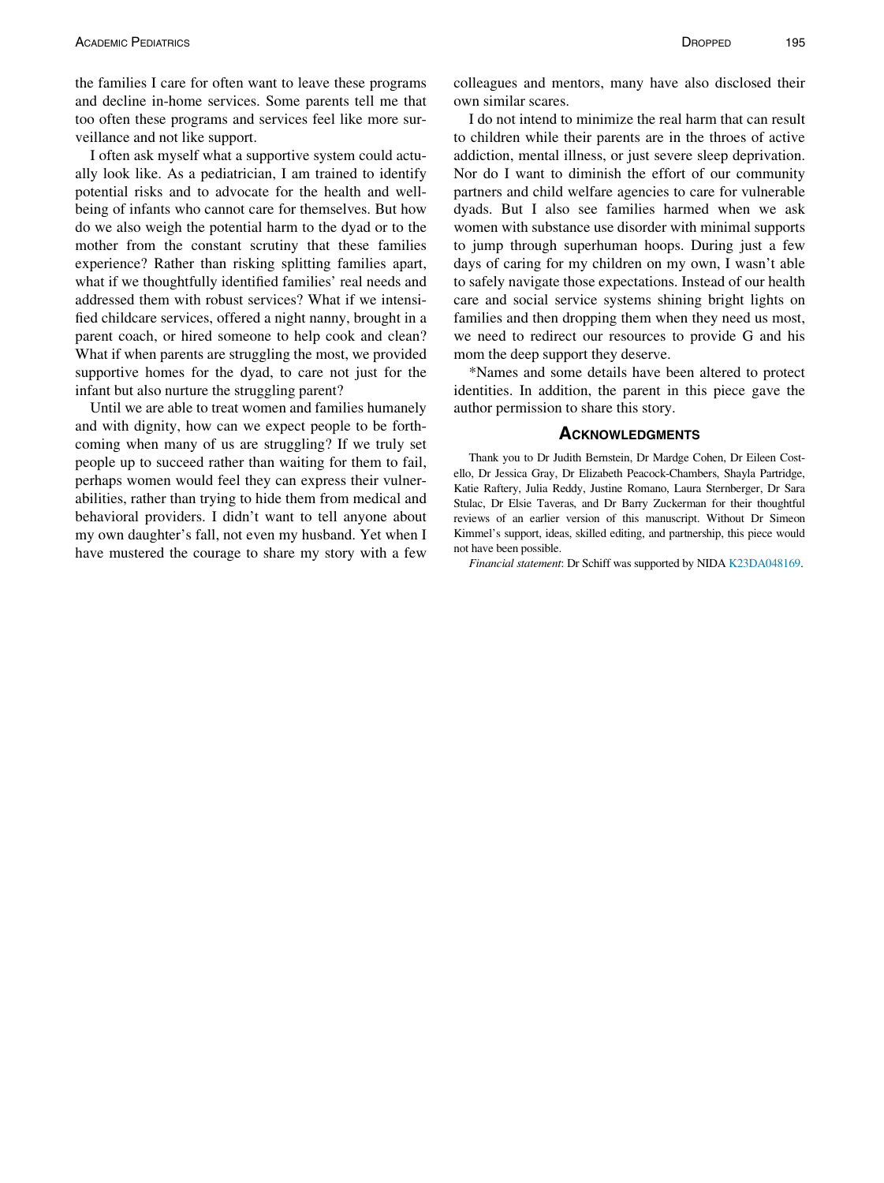the families I care for often want to leave these programs and decline in-home services. Some parents tell me that too often these programs and services feel like more surveillance and not like support.

I often ask myself what a supportive system could actually look like. As a pediatrician, I am trained to identify potential risks and to advocate for the health and well-being of infants who cannot care for themselves. But how do we also weigh the potential harm to the dyad or to the mother from the constant scrutiny that these families experience? Rather than risking splitting families apart, what if we thoughtfully identified families' real needs and addressed them with robust services? What if we intensified childcare services, offered a night nanny, brought in a parent coach, or hired someone to help cook and clean? What if when parents are struggling the most, we provided supportive homes for the dyad, to care not just for the infant but also nurture the struggling parent?

Until we are able to treat women and families humanely and with dignity, how can we expect people to be forthcoming when many of us are struggling? If we truly set people up to succeed rather than waiting for them to fail, perhaps women would feel they can express their vulnerabilities, rather than trying to hide them from medical and behavioral providers. I didn't want to tell anyone about my own daughter's fall, not even my husband. Yet when I have mustered the courage to share my story with a few colleagues and mentors, many have also disclosed their own similar scares.

I do not intend to minimize the real harm that can result to children while their parents are in the throes of active addiction, mental illness, or just severe sleep deprivation. Nor do I want to diminish the effort of our community partners and child welfare agencies to care for vulnerable dyads. But I also see families harmed when we ask women with substance use disorder with minimal supports to jump through superhuman hoops. During just a few days of caring for my children on my own, I wasn't able to safely navigate those expectations. Instead of our health care and social service systems shining bright lights on families and then dropping them when they need us most, we need to redirect our resources to provide G and his mom the deep support they deserve.

*Names and some details have been altered to protect identities. In addition, the parent in this piece gave the author permission to share this story.

## Acknowledgments

Thank you to Dr Judith Bernstein, Dr Mardge Cohen, Dr Eileen Costello, Dr Jessica Gray, Dr Elizabeth Peacock-Chambers, Shayla Partridge, Katie Raftery, Julia Reddy, Justine Romano, Laura Sternberger, Dr Sara Stulac, Dr Elsie Taveras, and Dr Barry Zuckerman for their thoughtful reviews of an earlier version of this manuscript. Without Dr Simeon Kimmel's support, ideas, skilled editing, and partnership, this piece would not have been possible.

*Financial statement*: Dr Schiff was supported by NIDA K23DA048169.